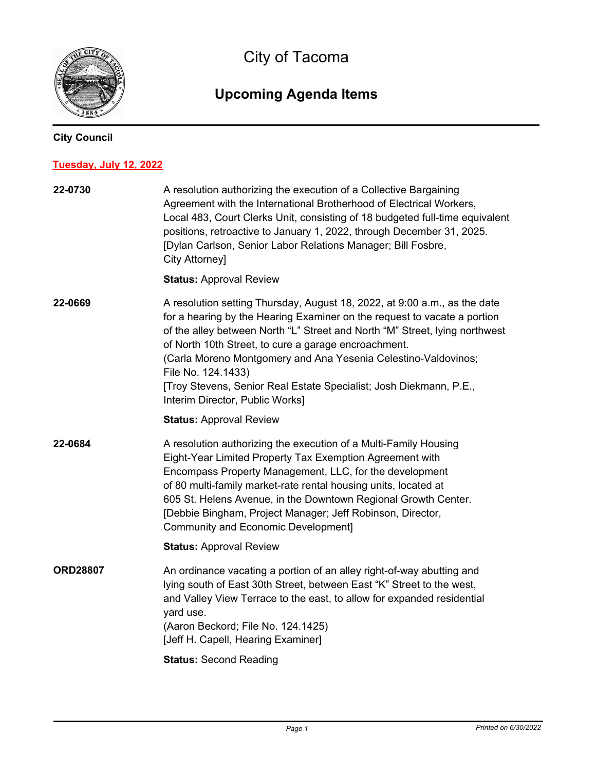# City of Tacoma

## Upcoming Agenda Items

**City Council**

**Tuesday, July 12, 2022**

**22-0730**

A resolution authorizing the execution of a Collective Bargaining Agreement with the International Brotherhood of Electrical Workers, Local 483, Court Clerks Unit, consisting of 18 budgeted full-time equivalent positions, retroactive to January 1, 2022, through December 31, 2025. [Dylan Carlson, Senior Labor Relations Manager; Bill Fosbre, City Attorney]

**Status:** Approval Review

**22-0669**

A resolution setting Thursday, August 18, 2022, at 9:00 a.m., as the date for a hearing by the Hearing Examiner on the request to vacate a portion of the alley between North "L" Street and North "M" Street, lying northwest of North 10th Street, to cure a garage encroachment.
(Carla Moreno Montgomery and Ana Yesenia Celestino-Valdovinos; File No. 124.1433)
[Troy Stevens, Senior Real Estate Specialist; Josh Diekmann, P.E., Interim Director, Public Works]

**Status:** Approval Review

**22-0684**

A resolution authorizing the execution of a Multi-Family Housing Eight-Year Limited Property Tax Exemption Agreement with Encompass Property Management, LLC, for the development of 80 multi-family market-rate rental housing units, located at 605 St. Helens Avenue, in the Downtown Regional Growth Center. [Debbie Bingham, Project Manager; Jeff Robinson, Director, Community and Economic Development]

**Status:** Approval Review

**ORD28807**

An ordinance vacating a portion of an alley right-of-way abutting and lying south of East 30th Street, between East "K" Street to the west, and Valley View Terrace to the east, to allow for expanded residential yard use.
(Aaron Beckord; File No. 124.1425)
[Jeff H. Capell, Hearing Examiner]

**Status:** Second Reading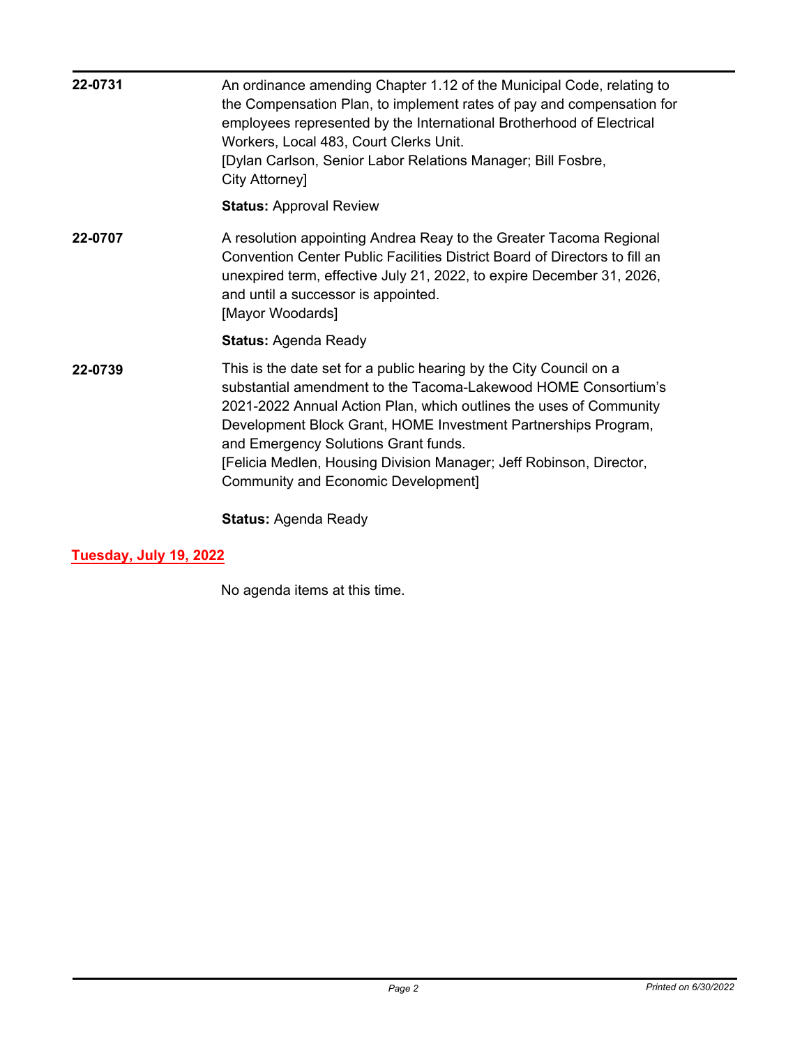**22-0731**

An ordinance amending Chapter 1.12 of the Municipal Code, relating to the Compensation Plan, to implement rates of pay and compensation for employees represented by the International Brotherhood of Electrical Workers, Local 483, Court Clerks Unit.
[Dylan Carlson, Senior Labor Relations Manager; Bill Fosbre, City Attorney]

**Status:** Approval Review

**22-0707**

A resolution appointing Andrea Reay to the Greater Tacoma Regional Convention Center Public Facilities District Board of Directors to fill an unexpired term, effective July 21, 2022, to expire December 31, 2026, and until a successor is appointed.
[Mayor Woodards]

**Status:** Agenda Ready

**22-0739**

This is the date set for a public hearing by the City Council on a substantial amendment to the Tacoma-Lakewood HOME Consortium's 2021-2022 Annual Action Plan, which outlines the uses of Community Development Block Grant, HOME Investment Partnerships Program, and Emergency Solutions Grant funds.
[Felicia Medlen, Housing Division Manager; Jeff Robinson, Director, Community and Economic Development]

**Status:** Agenda Ready

## Tuesday, July 19, 2022

No agenda items at this time.